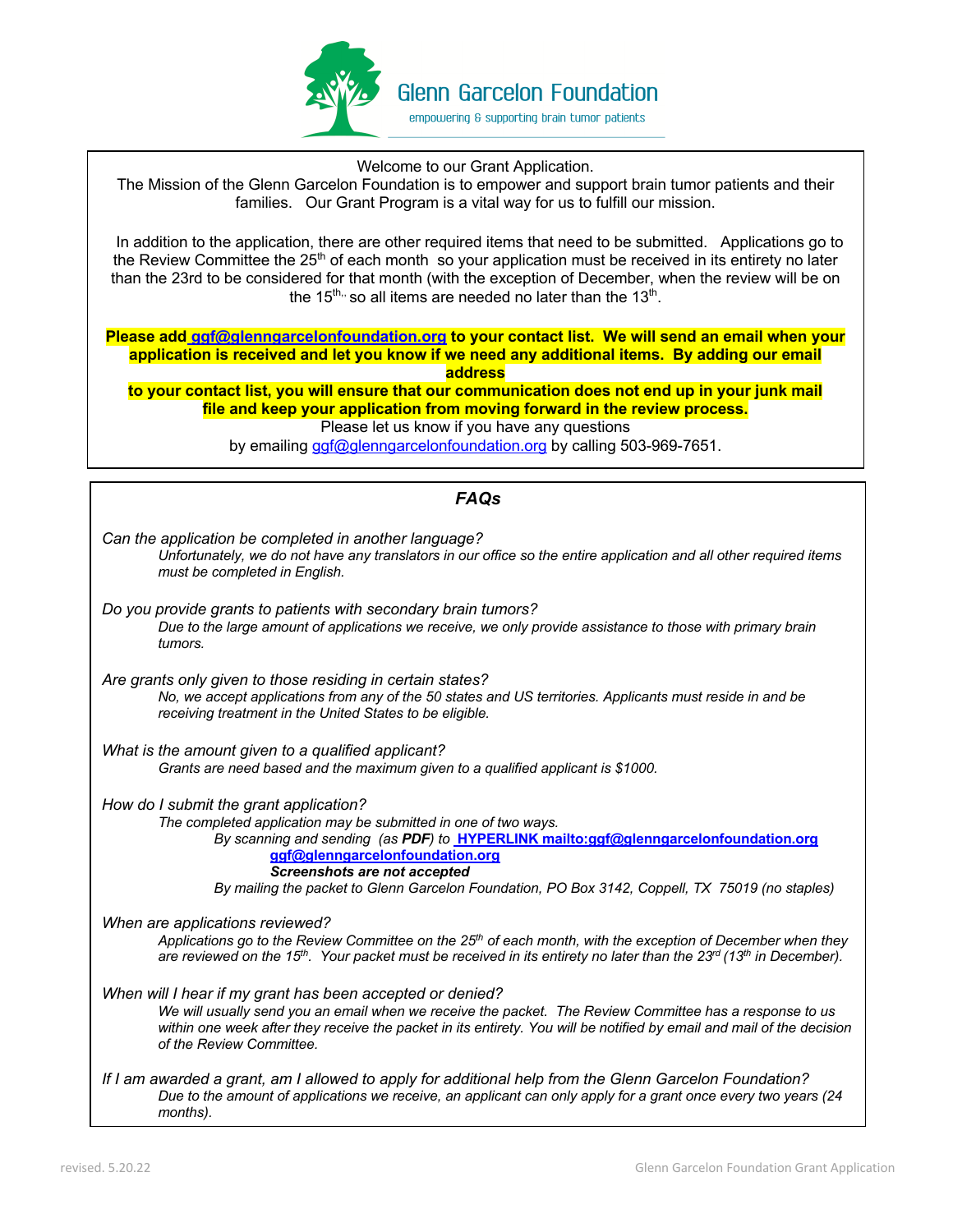# Glenn Garcelon Foundation

empowering & supporting brain tumor patients

Welcome to our Grant Application.
The Mission of the Glenn Garcelon Foundation is to empower and support brain tumor patients and their families. Our Grant Program is a vital way for us to fulfill our mission.

In addition to the application, there are other required items that need to be submitted. Applications go to the Review Committee the 25th of each month so your application must be received in its entirety no later than the 23rd to be considered for that month (with the exception of December, when the review will be on the 15th, so all items are needed no later than the 13th.

**Please add ggf@glenngarcelonfoundation.org to your contact list. We will send an email when your application is received and let you know if we need any additional items. By adding our email address to your contact list, you will ensure that our communication does not end up in your junk mail file and keep your application from moving forward in the review process.**

Please let us know if you have any questions by emailing ggf@glenngarcelonfoundation.org by calling 503-969-7651.

## *FAQs*

*Can the application be completed in another language?*

*Unfortunately, we do not have any translators in our office so the entire application and all other required items must be completed in English.*

*Do you provide grants to patients with secondary brain tumors?*

*Due to the large amount of applications we receive, we only provide assistance to those with primary brain tumors.*

*Are grants only given to those residing in certain states?*

*No, we accept applications from any of the 50 states and US territories. Applicants must reside in and be receiving treatment in the United States to be eligible.*

*What is the amount given to a qualified applicant?*

*Grants are need based and the maximum given to a qualified applicant is $1000.*

*How do I submit the grant application?*

*The completed application may be submitted in one of two ways.*

*By scanning and sending (as **PDF**) to **HYPERLINK mailto:ggf@glenngarcelonfoundation.org ggf@glenngarcelonfoundation.org***

***Screenshots are not accepted***

*By mailing the packet to Glenn Garcelon Foundation, PO Box 3142, Coppell, TX 75019 (no staples)*

*When are applications reviewed?*

*Applications go to the Review Committee on the 25th of each month, with the exception of December when they are reviewed on the 15th. Your packet must be received in its entirety no later than the 23rd (13th in December).*

*When will I hear if my grant has been accepted or denied?*

*We will usually send you an email when we receive the packet. The Review Committee has a response to us within one week after they receive the packet in its entirety. You will be notified by email and mail of the decision of the Review Committee.*

*If I am awarded a grant, am I allowed to apply for additional help from the Glenn Garcelon Foundation?*

*Due to the amount of applications we receive, an applicant can only apply for a grant once every two years (24 months).*

revised. 5.20.22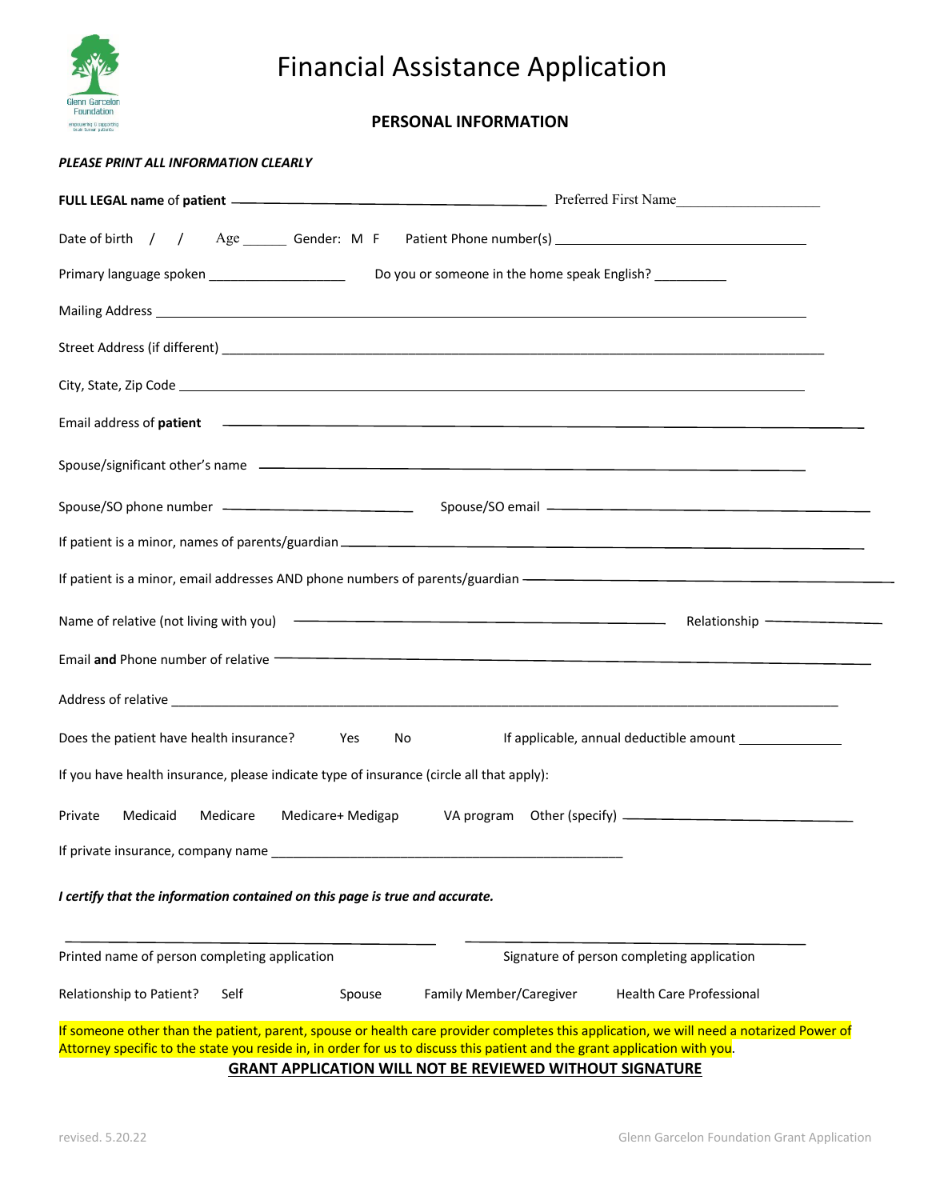# Financial Assistance Application

## PERSONAL INFORMATION

***PLEASE PRINT ALL INFORMATION CLEARLY***

**FULL LEGAL name** of **patient** \_\_\_\_\_\_\_\_\_\_\_\_\_\_\_\_\_\_\_\_\_\_\_\_\_\_\_\_\_\_\_\_\_\_\_\_\_\_ Preferred First Name\_\_\_\_\_\_\_\_\_\_\_\_\_\_\_\_\_\_\_\_

Date of birth / / Age \_\_\_\_\_\_ Gender: M F Patient Phone number(s) \_\_\_\_\_\_\_\_\_\_\_\_\_\_\_\_\_\_\_\_\_\_\_\_\_\_\_\_\_\_\_\_\_\_\_\_

Primary language spoken \_\_\_\_\_\_\_\_\_\_\_\_\_\_\_\_\_\_\_ Do you or someone in the home speak English? \_\_\_\_\_\_\_\_\_\_

Mailing Address \_\_\_\_\_\_\_\_\_\_\_\_\_\_\_\_\_\_\_\_\_\_\_\_\_\_\_\_\_\_\_\_\_\_\_\_\_\_\_\_\_\_\_\_\_\_\_\_\_\_\_\_\_\_\_\_\_\_\_\_\_\_\_\_\_\_\_\_\_\_\_\_\_\_\_\_\_\_\_\_\_\_\_\_

Street Address (if different) \_\_\_\_\_\_\_\_\_\_\_\_\_\_\_\_\_\_\_\_\_\_\_\_\_\_\_\_\_\_\_\_\_\_\_\_\_\_\_\_\_\_\_\_\_\_\_\_\_\_\_\_\_\_\_\_\_\_\_\_\_\_\_\_\_\_\_\_\_\_\_\_\_\_\_\_\_\_\_

City, State, Zip Code \_\_\_\_\_\_\_\_\_\_\_\_\_\_\_\_\_\_\_\_\_\_\_\_\_\_\_\_\_\_\_\_\_\_\_\_\_\_\_\_\_\_\_\_\_\_\_\_\_\_\_\_\_\_\_\_\_\_\_\_\_\_\_\_\_\_\_\_\_\_\_\_\_\_\_\_\_\_\_\_\_\_

Email address of **patient** \_\_\_\_\_\_\_\_\_\_\_\_\_\_\_\_\_\_\_\_\_\_\_\_\_\_\_\_\_\_\_\_\_\_\_\_\_\_\_\_\_\_\_\_\_\_\_\_\_\_\_\_\_\_\_\_\_\_\_\_\_\_\_\_\_\_\_\_\_\_\_\_\_\_\_\_\_\_\_\_

Spouse/significant other's name \_\_\_\_\_\_\_\_\_\_\_\_\_\_\_\_\_\_\_\_\_\_\_\_\_\_\_\_\_\_\_\_\_\_\_\_\_\_\_\_\_\_\_\_\_\_\_\_\_\_\_\_\_\_\_\_\_\_\_\_\_\_\_\_\_\_\_\_\_\_\_

Spouse/SO phone number \_\_\_\_\_\_\_\_\_\_\_\_\_\_\_\_\_\_\_\_\_\_\_\_\_ Spouse/SO email \_\_\_\_\_\_\_\_\_\_\_\_\_\_\_\_\_\_\_\_\_\_\_\_\_\_\_\_\_\_\_\_\_\_\_\_\_\_\_\_\_

If patient is a minor, names of parents/guardian \_\_\_\_\_\_\_\_\_\_\_\_\_\_\_\_\_\_\_\_\_\_\_\_\_\_\_\_\_\_\_\_\_\_\_\_\_\_\_\_\_\_\_\_\_\_\_\_\_\_\_\_\_\_\_\_\_\_\_\_\_

If patient is a minor, email addresses AND phone numbers of parents/guardian \_\_\_\_\_\_\_\_\_\_\_\_\_\_\_\_\_\_\_\_\_\_\_\_\_\_\_\_\_\_\_\_\_\_\_\_\_\_\_\_\_

Name of relative (not living with you) \_\_\_\_\_\_\_\_\_\_\_\_\_\_\_\_\_\_\_\_\_\_\_\_\_\_\_\_\_\_\_\_\_\_\_\_\_\_\_\_\_\_\_\_\_\_ Relationship \_\_\_\_\_\_\_\_\_\_\_\_\_\_\_

Email **and** Phone number of relative \_\_\_\_\_\_\_\_\_\_\_\_\_\_\_\_\_\_\_\_\_\_\_\_\_\_\_\_\_\_\_\_\_\_\_\_\_\_\_\_\_\_\_\_\_\_\_\_\_\_\_\_\_\_\_\_\_\_\_\_\_\_\_\_\_\_\_\_\_\_\_\_\_

Address of relative \_\_\_\_\_\_\_\_\_\_\_\_\_\_\_\_\_\_\_\_\_\_\_\_\_\_\_\_\_\_\_\_\_\_\_\_\_\_\_\_\_\_\_\_\_\_\_\_\_\_\_\_\_\_\_\_\_\_\_\_\_\_\_\_\_\_\_\_\_\_\_\_\_\_\_\_\_\_\_\_\_\_\_\_\_\_\_

Does the patient have health insurance? Yes No If applicable, annual deductible amount \_\_\_\_\_\_\_\_\_\_\_\_\_\_

If you have health insurance, please indicate type of insurance (circle all that apply):

Private Medicaid Medicare Medicare+ Medigap VA program Other (specify) \_\_\_\_\_\_\_\_\_\_\_\_\_\_\_\_\_\_\_\_\_\_\_\_\_\_\_\_\_\_\_\_

If private insurance, company name \_\_\_\_\_\_\_\_\_\_\_\_\_\_\_\_\_\_\_\_\_\_\_\_\_\_\_\_\_\_\_\_\_\_\_\_\_\_\_\_\_\_\_\_\_\_\_\_\_\_

***I certify that the information contained on this page is true and accurate.***

\_\_\_\_\_\_\_\_\_\_\_\_\_\_\_\_\_\_\_\_\_\_\_\_\_\_\_\_\_\_\_\_\_\_\_\_\_\_\_\_\_\_\_\_\_\_\_\_\_\_\_ \_\_\_\_\_\_\_\_\_\_\_\_\_\_\_\_\_\_\_\_\_\_\_\_\_\_\_\_\_\_\_\_\_\_\_\_\_\_\_\_\_\_\_\_\_\_\_\_\_\_\_

Printed name of person completing application Signature of person completing application

Relationship to Patient? Self Spouse Family Member/Caregiver Health Care Professional

If someone other than the patient, parent, spouse or health care provider completes this application, we will need a notarized Power of Attorney specific to the state you reside in, in order for us to discuss this patient and the grant application with you.

**GRANT APPLICATION WILL NOT BE REVIEWED WITHOUT SIGNATURE**

revised. 5.20.22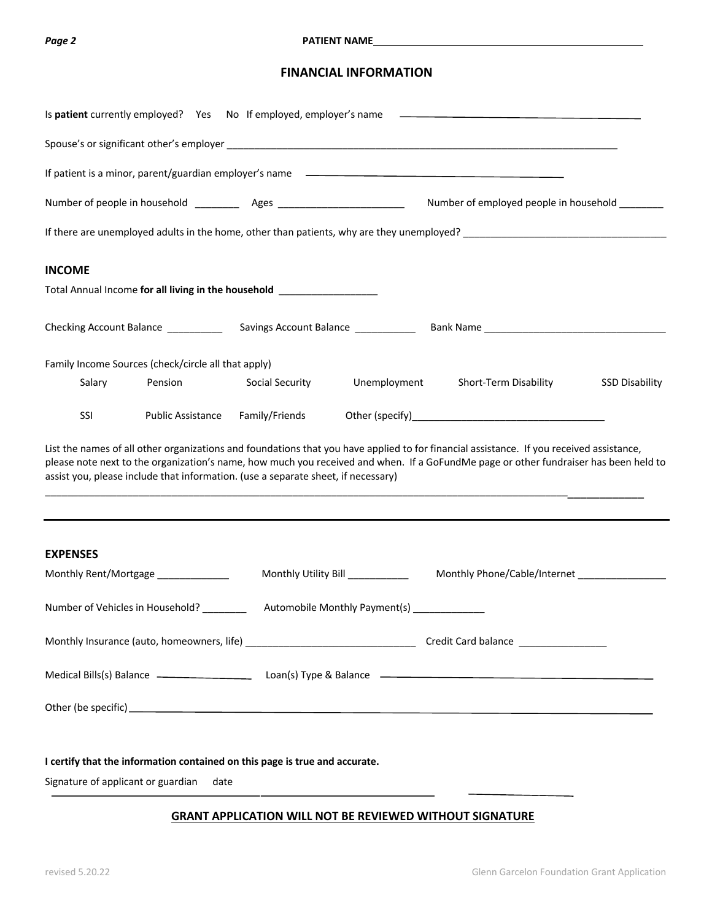PATIENT NAME_______________________________________________

## FINANCIAL INFORMATION

Is **patient** currently employed? Yes No If employed, employer's name ________________________________

Spouse's or significant other's employer ______________________________________________________________________

If patient is a minor, parent/guardian employer's name ________________________________________

Number of people in household ________ Ages _______________________ Number of employed people in household ________

If there are unemployed adults in the home, other than patients, why are they unemployed? ____________________________________

### INCOME

Total Annual Income **for all living in the household** _________________

Checking Account Balance __________ Savings Account Balance ___________ Bank Name ________________________________

Family Income Sources (check/circle all that apply)

Salary Pension Social Security Unemployment Short-Term Disability SSD Disability

SSI Public Assistance Family/Friends Other (specify)__________________________________

List the names of all other organizations and foundations that you have applied to for financial assistance. If you received assistance, please note next to the organization's name, how much you received and when. If a GoFundMe page or other fundraiser has been held to assist you, please include that information. (use a separate sheet, if necessary)

______________________________________________________________________________________________________

---

### EXPENSES

Monthly Rent/Mortgage _____________ Monthly Utility Bill ___________ Monthly Phone/Cable/Internet ________________

Number of Vehicles in Household? ________ Automobile Monthly Payment(s) _____________

Monthly Insurance (auto, homeowners, life) ______________________________ Credit Card balance ________________

Medical Bills(s) Balance _______________ Loan(s) Type & Balance ________________________________________

Other (be specific)______________________________________________________________________________

**I certify that the information contained on this page is true and accurate.**

Signature of applicant or guardian date

______________________________________________________ ____________________

**GRANT APPLICATION WILL NOT BE REVIEWED WITHOUT SIGNATURE**

revised 5.20.22 Glenn Garcelon Foundation Grant Application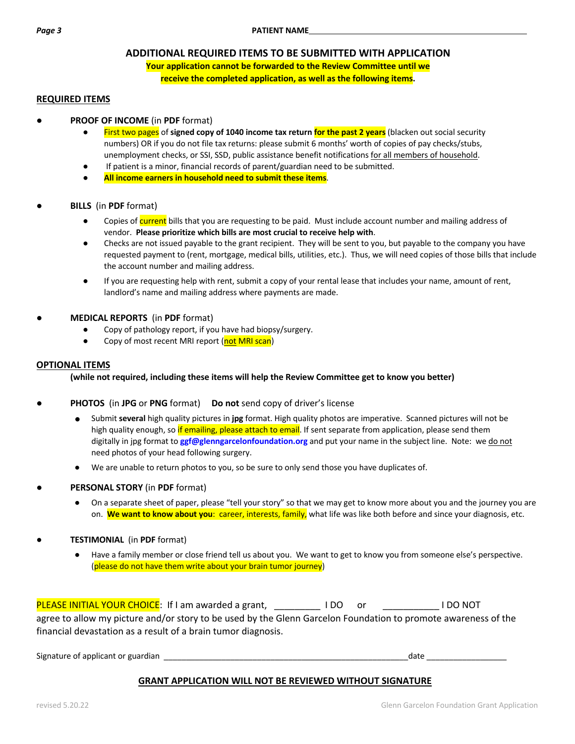PATIENT NAME________________________________________

## ADDITIONAL REQUIRED ITEMS TO BE SUBMITTED WITH APPLICATION

**Your application cannot be forwarded to the Review Committee until we receive the completed application, as well as the following items.**

### REQUIRED ITEMS

- **PROOF OF INCOME** (in **PDF** format)
  - First two pages of **signed copy of 1040 income tax return for the past 2 years** (blacken out social security numbers) OR if you do not file tax returns: please submit 6 months' worth of copies of pay checks/stubs, unemployment checks, or SSI, SSD, public assistance benefit notifications for all members of household.
  - If patient is a minor, financial records of parent/guardian need to be submitted.
  - **All income earners in household need to submit these items**.

- **BILLS** (in **PDF** format)
  - Copies of current bills that you are requesting to be paid. Must include account number and mailing address of vendor. **Please prioritize which bills are most crucial to receive help with**.
  - Checks are not issued payable to the grant recipient. They will be sent to you, but payable to the company you have requested payment to (rent, mortgage, medical bills, utilities, etc.). Thus, we will need copies of those bills that include the account number and mailing address.
  - If you are requesting help with rent, submit a copy of your rental lease that includes your name, amount of rent, landlord's name and mailing address where payments are made.

- **MEDICAL REPORTS** (in **PDF** format)
  - Copy of pathology report, if you have had biopsy/surgery.
  - Copy of most recent MRI report (not MRI scan)

### OPTIONAL ITEMS

**(while not required, including these items will help the Review Committee get to know you better)**

- **PHOTOS** (in **JPG** or **PNG** format) **Do not** send copy of driver's license
  - Submit **several** high quality pictures in **jpg** format. High quality photos are imperative. Scanned pictures will not be high quality enough, so if emailing, please attach to email. If sent separate from application, please send them digitally in jpg format to **ggf@glenngarcelonfoundation.org** and put your name in the subject line. Note: we do not need photos of your head following surgery.
  - We are unable to return photos to you, so be sure to only send those you have duplicates of.

- **PERSONAL STORY** (in **PDF** format)
  - On a separate sheet of paper, please "tell your story" so that we may get to know more about you and the journey you are on. **We want to know about you**: career, interests, family, what life was like both before and since your diagnosis, etc.

- **TESTIMONIAL** (in **PDF** format)
  - Have a family member or close friend tell us about you. We want to get to know you from someone else's perspective. (please do not have them write about your brain tumor journey)

PLEASE INITIAL YOUR CHOICE: If I am awarded a grant, _________ I DO or ___________ I DO NOT agree to allow my picture and/or story to be used by the Glenn Garcelon Foundation to promote awareness of the financial devastation as a result of a brain tumor diagnosis.

Signature of applicant or guardian ________________________________________________date _________________

**GRANT APPLICATION WILL NOT BE REVIEWED WITHOUT SIGNATURE**

revised 5.20.22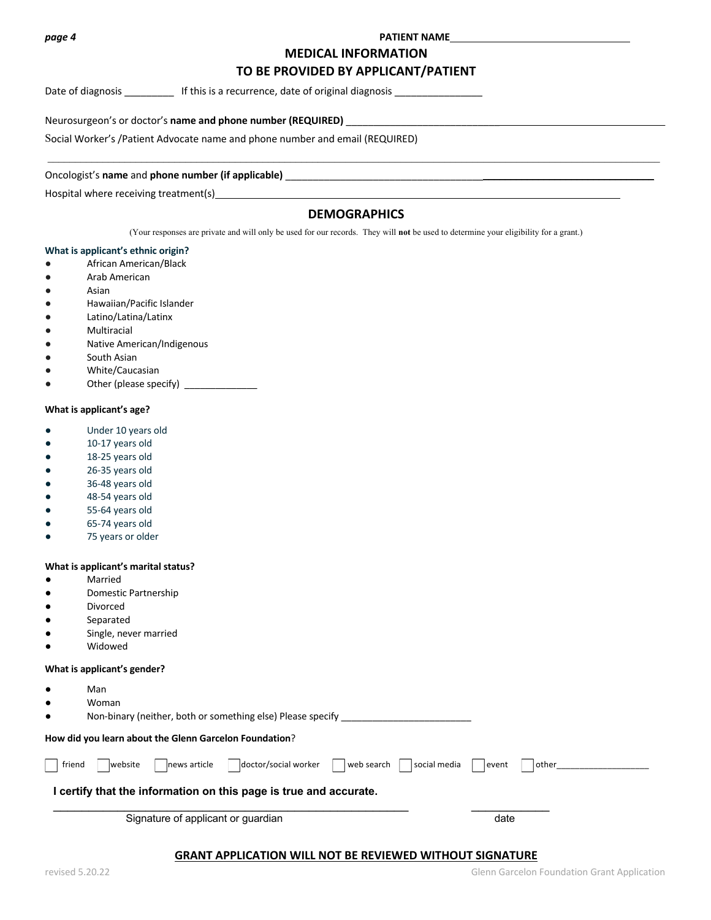PATIENT NAME________________________________

## MEDICAL INFORMATION
## TO BE PROVIDED BY APPLICANT/PATIENT

Date of diagnosis _________ If this is a recurrence, date of original diagnosis ________________

Neurosurgeon's or doctor's **name and phone number (REQUIRED)** ___________________________________________________________

Social Worker's /Patient Advocate name and phone number and email (REQUIRED)

___________________________________________________________________________________________

Oncologist's **name** and **phone number (if applicable)** ___________________________________________________________

Hospital where receiving treatment(s)____________________________________________________________________________

## DEMOGRAPHICS

(Your responses are private and will only be used for our records. They will **not** be used to determine your eligibility for a grant.)

**What is applicant's ethnic origin?**

- African American/Black
- Arab American
- Asian
- Hawaiian/Pacific Islander
- Latino/Latina/Latinx
- Multiracial
- Native American/Indigenous
- South Asian
- White/Caucasian
- Other (please specify) ______________

**What is applicant's age?**

- Under 10 years old
- 10-17 years old
- 18-25 years old
- 26-35 years old
- 36-48 years old
- 48-54 years old
- 55-64 years old
- 65-74 years old
- 75 years or older

**What is applicant's marital status?**

- Married
- Domestic Partnership
- Divorced
- Separated
- Single, never married
- Widowed

**What is applicant's gender?**

- Man
- Woman
- Non-binary (neither, both or something else) Please specify _________________________

**How did you learn about the Glenn Garcelon Foundation**?

☐ friend ☐ website ☐ news article ☐ doctor/social worker ☐ web search ☐ social media ☐ event ☐ other___________________

**I certify that the information on this page is true and accurate.**

_______________________________________________ _____________
Signature of applicant or guardian date

**GRANT APPLICATION WILL NOT BE REVIEWED WITHOUT SIGNATURE**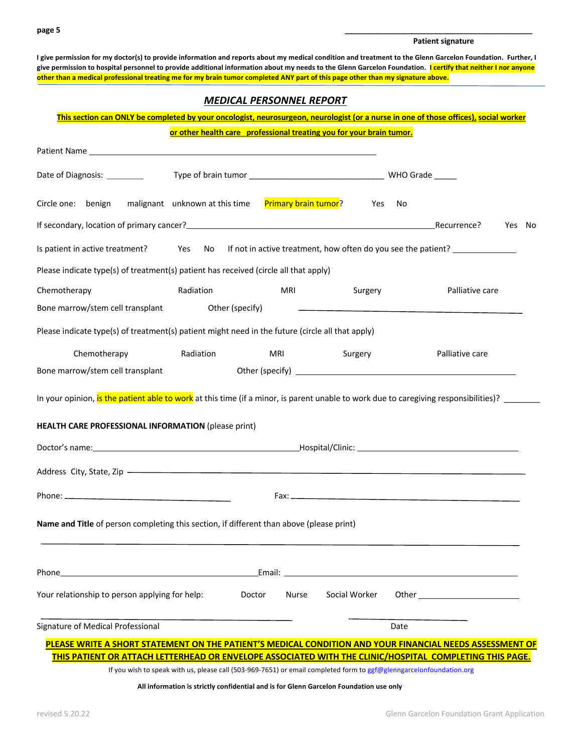\_\_\_\_\_\_\_\_\_\_\_\_\_\_\_\_\_\_\_\_\_\_\_\_\_\_\_\_\_\_\_\_\_\_\_\_\_\_\_\_\_\_

**Patient signature**

**I give permission for my doctor(s) to provide information and reports about my medical condition and treatment to the Glenn Garcelon Foundation. Further, I give permission to hospital personnel to provide additional information about my needs to the Glenn Garcelon Foundation. I certify that neither I nor anyone other than a medical professional treating me for my brain tumor completed ANY part of this page other than my signature above.**

## ***MEDICAL PERSONNEL REPORT***

**This section can ONLY be completed by your oncologist, neurosurgeon, neurologist (or a nurse in one of those offices), social worker or other health care professional treating you for your brain tumor.**

Patient Name \_\_\_\_\_\_\_\_\_\_\_\_\_\_\_\_\_\_\_\_\_\_\_\_\_\_\_\_\_\_\_\_\_\_\_\_\_\_\_\_\_\_\_\_\_\_\_\_\_\_\_\_\_\_\_\_

Date of Diagnosis: \_\_\_\_\_\_\_\_ Type of brain tumor \_\_\_\_\_\_\_\_\_\_\_\_\_\_\_\_\_\_\_\_\_\_\_\_\_\_\_\_\_\_ WHO Grade \_\_\_\_\_

Circle one: benign malignant unknown at this time Primary brain tumor? Yes No

If secondary, location of primary cancer?\_\_\_\_\_\_\_\_\_\_\_\_\_\_\_\_\_\_\_\_\_\_\_\_\_\_\_\_\_\_\_\_\_\_\_\_\_\_\_\_\_\_\_\_\_\_\_\_\_\_\_\_\_\_\_\_Recurrence? Yes No

Is patient in active treatment? Yes No If not in active treatment, how often do you see the patient? \_\_\_\_\_\_\_\_\_\_\_\_\_\_

Please indicate type(s) of treatment(s) patient has received (circle all that apply)

Chemotherapy Radiation MRI Surgery Palliative care

Bone marrow/stem cell transplant Other (specify) \_\_\_\_\_\_\_\_\_\_\_\_\_\_\_\_\_\_\_\_\_\_\_\_\_\_\_\_\_\_\_\_\_\_\_\_\_\_\_\_\_\_\_\_\_\_\_\_\_\_

Please indicate type(s) of treatment(s) patient might need in the future (circle all that apply)

Chemotherapy Radiation MRI Surgery Palliative care

Bone marrow/stem cell transplant Other (specify) \_\_\_\_\_\_\_\_\_\_\_\_\_\_\_\_\_\_\_\_\_\_\_\_\_\_\_\_\_\_\_\_\_\_\_\_\_\_\_\_\_\_\_\_\_\_\_\_\_\_

In your opinion, is the patient able to work at this time (if a minor, is parent unable to work due to caregiving responsibilities)? \_\_\_\_\_\_\_\_

**HEALTH CARE PROFESSIONAL INFORMATION** (please print)

Doctor's name:\_\_\_\_\_\_\_\_\_\_\_\_\_\_\_\_\_\_\_\_\_\_\_\_\_\_\_\_\_\_\_\_\_\_\_\_\_\_\_\_\_\_\_\_\_\_Hospital/Clinic: \_\_\_\_\_\_\_\_\_\_\_\_\_\_\_\_\_\_\_\_\_\_\_\_\_\_\_\_\_\_\_\_\_\_\_\_

Address City, State, Zip \_\_\_\_\_\_\_\_\_\_\_\_\_\_\_\_\_\_\_\_\_\_\_\_\_\_\_\_\_\_\_\_\_\_\_\_\_\_\_\_\_\_\_\_\_\_\_\_\_\_\_\_\_\_\_\_\_\_\_\_\_\_\_\_\_\_\_\_\_\_\_\_\_\_\_\_\_\_\_\_\_\_\_\_

Phone: \_\_\_\_\_\_\_\_\_\_\_\_\_\_\_\_\_\_\_\_\_\_\_\_\_\_\_\_\_\_\_\_\_\_\_\_\_\_ Fax: \_\_\_\_\_\_\_\_\_\_\_\_\_\_\_\_\_\_\_\_\_\_\_\_\_\_\_\_\_\_\_\_\_\_\_\_\_\_\_\_\_\_\_\_\_\_\_\_\_\_

**Name and Title** of person completing this section, if different than above (please print)

\_\_\_\_\_\_\_\_\_\_\_\_\_\_\_\_\_\_\_\_\_\_\_\_\_\_\_\_\_\_\_\_\_\_\_\_\_\_\_\_\_\_\_\_\_\_\_\_\_\_\_\_\_\_\_\_\_\_\_\_\_\_\_\_\_\_\_\_\_\_\_\_\_\_\_\_\_\_\_\_\_\_\_\_\_\_\_\_\_\_\_\_\_\_\_\_\_\_\_\_\_\_

Phone\_\_\_\_\_\_\_\_\_\_\_\_\_\_\_\_\_\_\_\_\_\_\_\_\_\_\_\_\_\_\_\_\_\_\_\_\_\_\_\_\_\_\_\_Email: \_\_\_\_\_\_\_\_\_\_\_\_\_\_\_\_\_\_\_\_\_\_\_\_\_\_\_\_\_\_\_\_\_\_\_\_\_\_\_\_\_\_\_\_\_\_\_\_\_\_\_\_

Your relationship to person applying for help: Doctor Nurse Social Worker Other \_\_\_\_\_\_\_\_\_\_\_\_\_\_\_\_\_\_\_\_\_\_\_

\_\_\_\_\_\_\_\_\_\_\_\_\_\_\_\_\_\_\_\_\_\_\_\_\_\_\_\_\_\_\_\_\_\_\_\_\_\_\_\_\_\_\_\_\_\_\_\_\_\_\_\_\_\_\_\_ \_\_\_\_\_\_\_\_\_\_\_\_\_\_\_\_\_\_\_\_\_\_\_\_\_\_\_

Signature of Medical Professional Date

**PLEASE WRITE A SHORT STATEMENT ON THE PATIENT'S MEDICAL CONDITION AND YOUR FINANCIAL NEEDS ASSESSMENT OF THIS PATIENT OR ATTACH LETTERHEAD OR ENVELOPE ASSOCIATED WITH THE CLINIC/HOSPITAL COMPLETING THIS PAGE.**

If you wish to speak with us, please call (503-969-7651) or email completed form to ggf@glenngarcelonfoundation.org

**All information is strictly confidential and is for Glenn Garcelon Foundation use only**

revised 5.20.22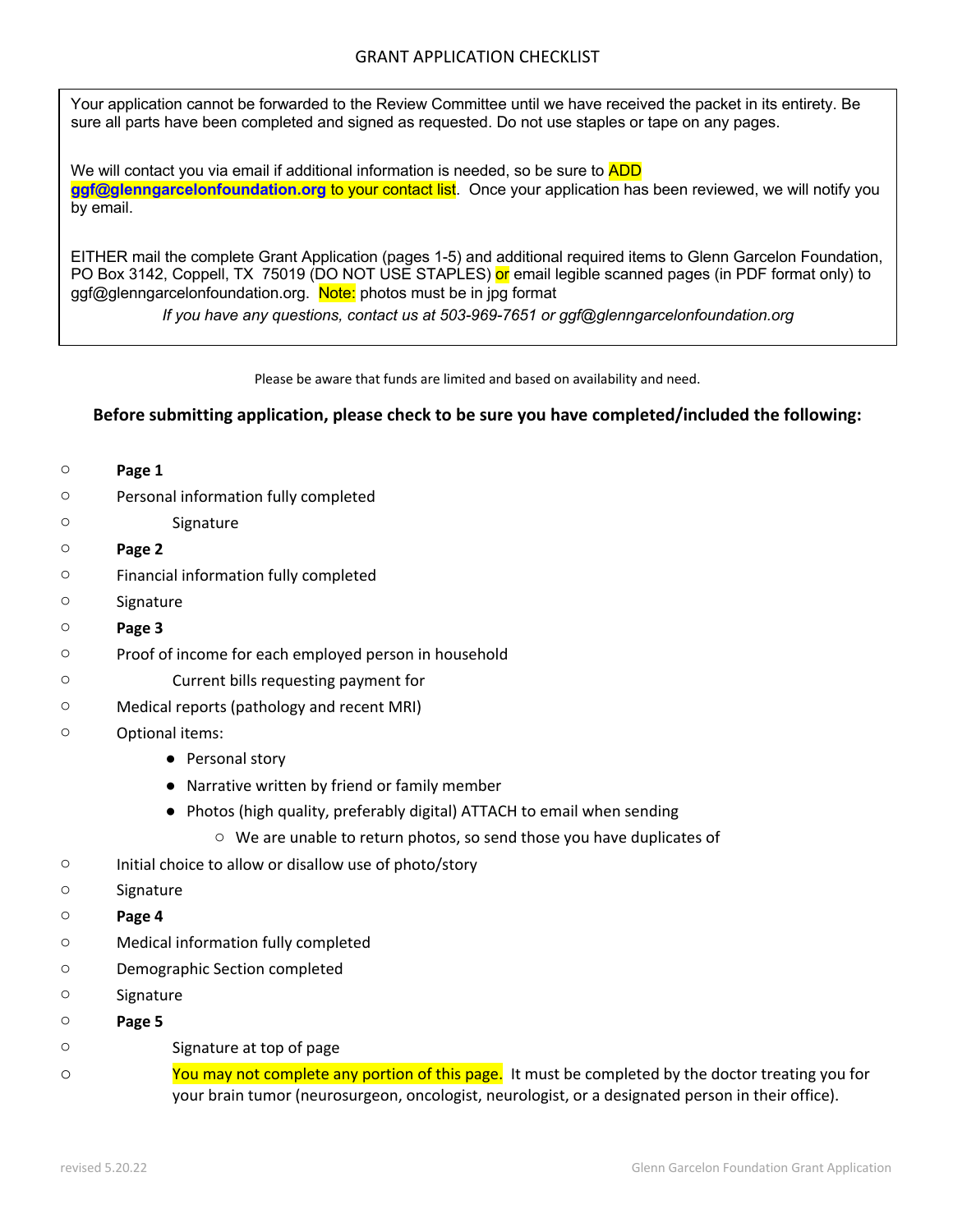## GRANT APPLICATION CHECKLIST

Your application cannot be forwarded to the Review Committee until we have received the packet in its entirety. Be sure all parts have been completed and signed as requested. Do not use staples or tape on any pages.

We will contact you via email if additional information is needed, so be sure to ADD **ggf@glenngarcelonfoundation.org** to your contact list. Once your application has been reviewed, we will notify you by email.

EITHER mail the complete Grant Application (pages 1-5) and additional required items to Glenn Garcelon Foundation, PO Box 3142, Coppell, TX 75019 (DO NOT USE STAPLES) or email legible scanned pages (in PDF format only) to ggf@glenngarcelonfoundation.org. Note: photos must be in jpg format

*If you have any questions, contact us at 503-969-7651 or ggf@glenngarcelonfoundation.org*

Please be aware that funds are limited and based on availability and need.

**Before submitting application, please check to be sure you have completed/included the following:**

- ○ **Page 1**
- ○ Personal information fully completed
- ○ Signature
- ○ **Page 2**
- ○ Financial information fully completed
- ○ Signature
- ○ **Page 3**
- ○ Proof of income for each employed person in household
- ○ Current bills requesting payment for
- ○ Medical reports (pathology and recent MRI)
- ○ Optional items:
  - Personal story
  - Narrative written by friend or family member
  - Photos (high quality, preferably digital) ATTACH to email when sending
    - We are unable to return photos, so send those you have duplicates of
- ○ Initial choice to allow or disallow use of photo/story
- ○ Signature
- ○ **Page 4**
- ○ Medical information fully completed
- ○ Demographic Section completed
- ○ Signature
- ○ **Page 5**
- ○ Signature at top of page
- ○ You may not complete any portion of this page. It must be completed by the doctor treating you for your brain tumor (neurosurgeon, oncologist, neurologist, or a designated person in their office).

revised 5.20.22